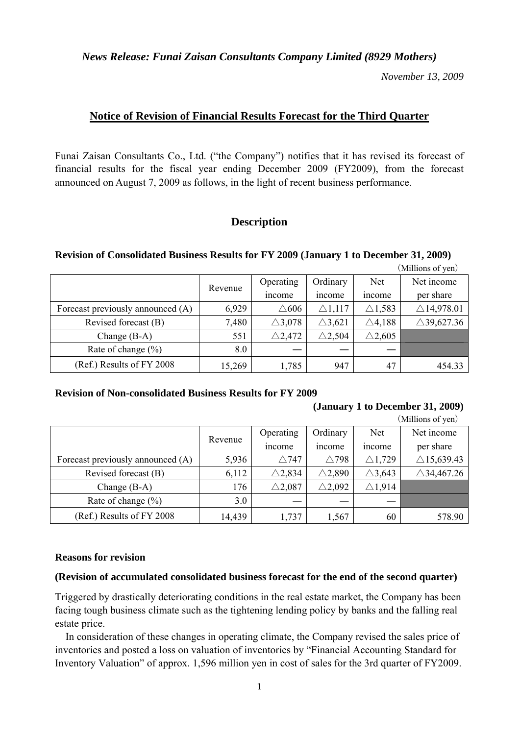*News Release: Funai Zaisan Consultants Company Limited (8929 Mothers)*

*November 13, 2009*

# Notice of Revision of Financial Results Forecast for the Third Quarter

Funai Zaisan Consultants Co., Ltd. ("the Company") notifies that it has revised its forecast of financial results for the fiscal year ending December 2009 (FY2009), from the forecast announced on August 7, 2009 as follows, in the light of recent business performance.

## Description

### Revision of Consolidated Business Results for FY 2009 (January 1 to December 31, 2009)

（Millions of yen）

| | Revenue | Operating income | Ordinary income | Net income | Net income per share |
|---|---|---|---|---|---|
| Forecast previously announced (A) | 6,929 | △606 | △1,117 | △1,583 | △14,978.01 |
| Revised forecast (B) | 7,480 | △3,078 | △3,621 | △4,188 | △39,627.36 |
| Change (B-A) | 551 | △2,472 | △2,504 | △2,605 | |
| Rate of change (%) | 8.0 | ― | ― | ― | |
| (Ref.) Results of FY 2008 | 15,269 | 1,785 | 947 | 47 | 454.33 |

### Revision of Non-consolidated Business Results for FY 2009 (January 1 to December 31, 2009)

（Millions of yen）

| | Revenue | Operating income | Ordinary income | Net income | Net income per share |
|---|---|---|---|---|---|
| Forecast previously announced (A) | 5,936 | △747 | △798 | △1,729 | △15,639.43 |
| Revised forecast (B) | 6,112 | △2,834 | △2,890 | △3,643 | △34,467.26 |
| Change (B-A) | 176 | △2,087 | △2,092 | △1,914 | |
| Rate of change (%) | 3.0 | ― | ― | ― | |
| (Ref.) Results of FY 2008 | 14,439 | 1,737 | 1,567 | 60 | 578.90 |

### Reasons for revision

**(Revision of accumulated consolidated business forecast for the end of the second quarter)**

Triggered by drastically deteriorating conditions in the real estate market, the Company has been facing tough business climate such as the tightening lending policy by banks and the falling real estate price.

In consideration of these changes in operating climate, the Company revised the sales price of inventories and posted a loss on valuation of inventories by "Financial Accounting Standard for Inventory Valuation" of approx. 1,596 million yen in cost of sales for the 3rd quarter of FY2009.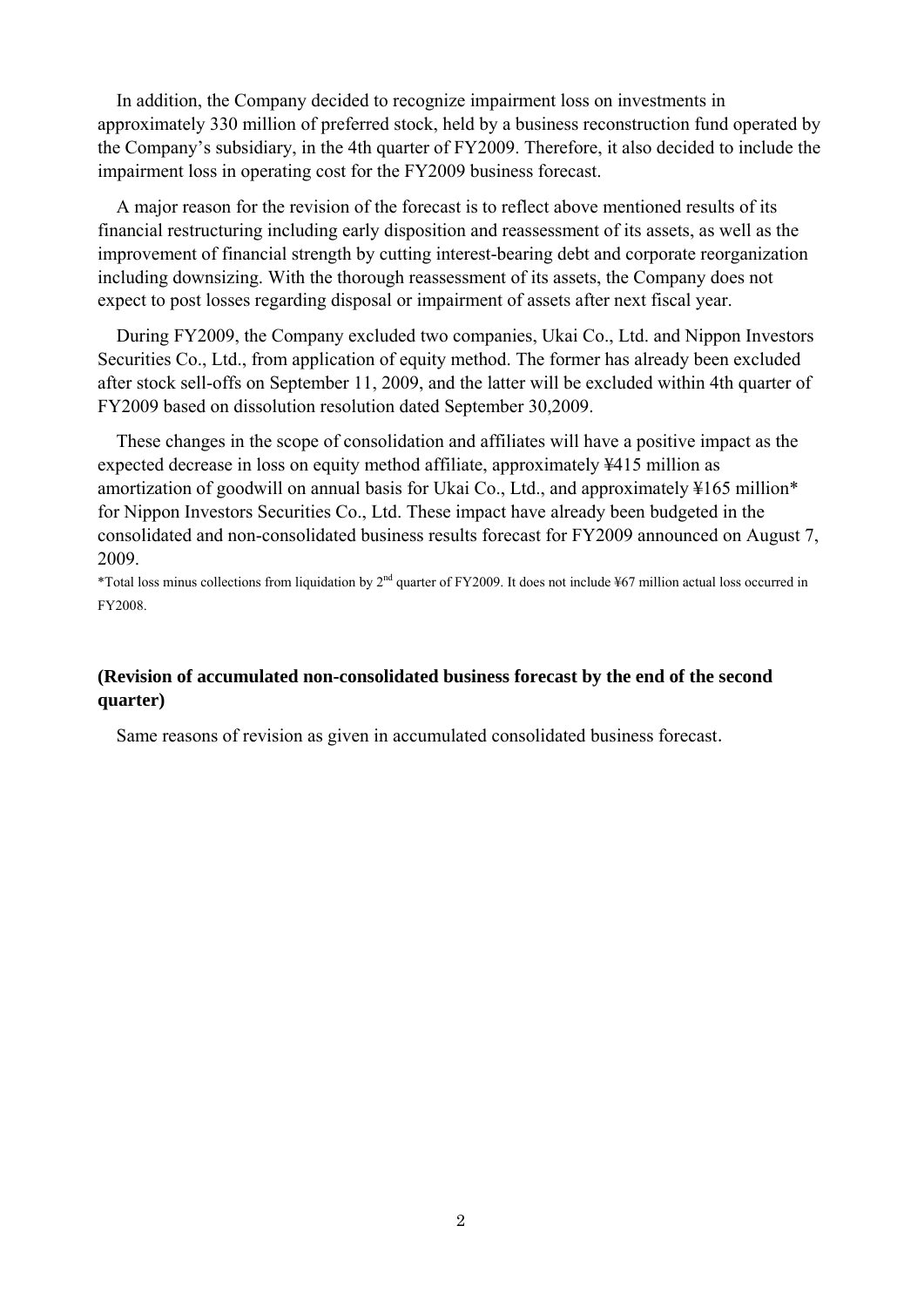In addition, the Company decided to recognize impairment loss on investments in approximately 330 million of preferred stock, held by a business reconstruction fund operated by the Company's subsidiary, in the 4th quarter of FY2009. Therefore, it also decided to include the impairment loss in operating cost for the FY2009 business forecast.

A major reason for the revision of the forecast is to reflect above mentioned results of its financial restructuring including early disposition and reassessment of its assets, as well as the improvement of financial strength by cutting interest-bearing debt and corporate reorganization including downsizing. With the thorough reassessment of its assets, the Company does not expect to post losses regarding disposal or impairment of assets after next fiscal year.

During FY2009, the Company excluded two companies, Ukai Co., Ltd. and Nippon Investors Securities Co., Ltd., from application of equity method. The former has already been excluded after stock sell-offs on September 11, 2009, and the latter will be excluded within 4th quarter of FY2009 based on dissolution resolution dated September 30,2009.

These changes in the scope of consolidation and affiliates will have a positive impact as the expected decrease in loss on equity method affiliate, approximately ¥415 million as amortization of goodwill on annual basis for Ukai Co., Ltd., and approximately ¥165 million* for Nippon Investors Securities Co., Ltd. These impact have already been budgeted in the consolidated and non-consolidated business results forecast for FY2009 announced on August 7, 2009.

*Total loss minus collections from liquidation by 2nd quarter of FY2009. It does not include ¥67 million actual loss occurred in FY2008.

**(Revision of accumulated non-consolidated business forecast by the end of the second quarter)**

Same reasons of revision as given in accumulated consolidated business forecast.